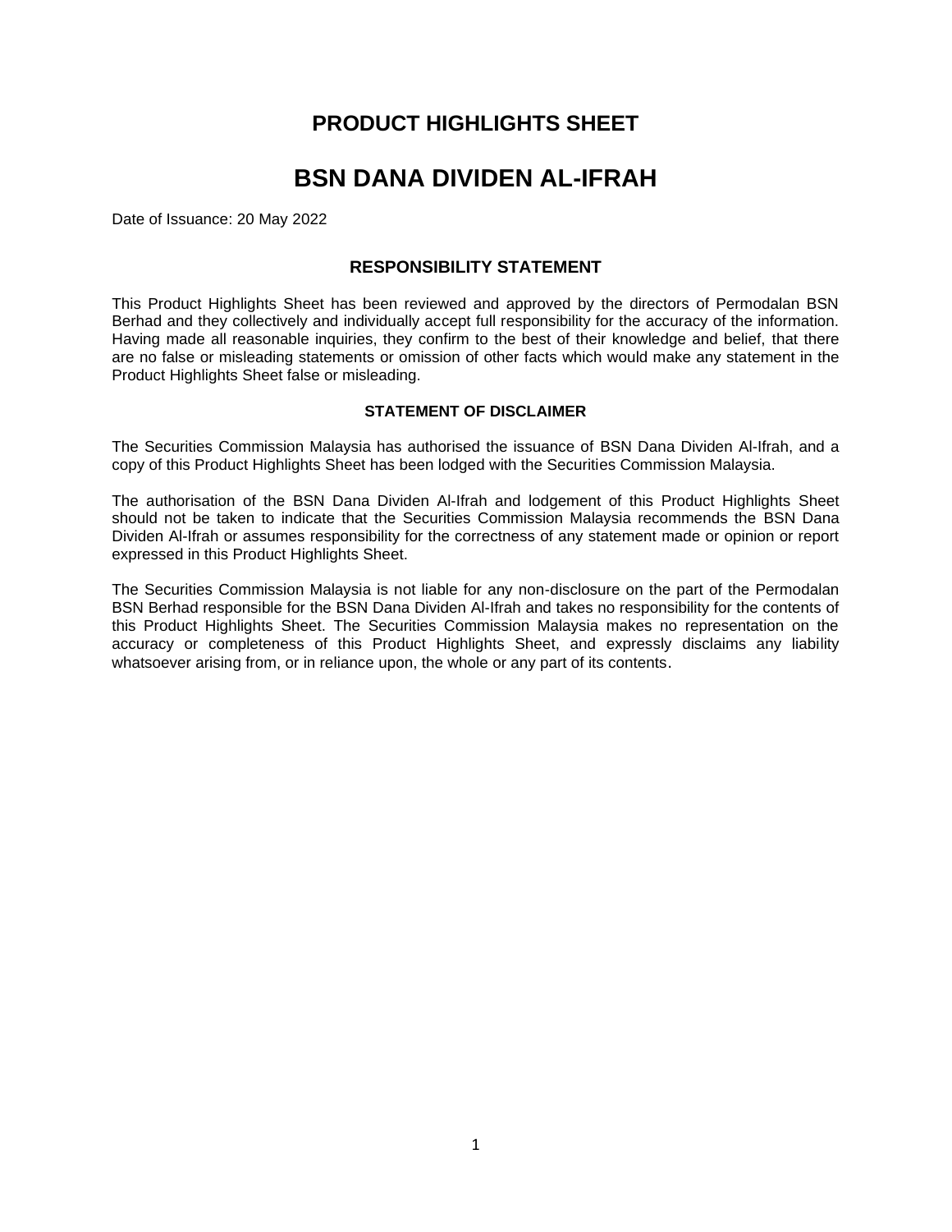# PRODUCT HIGHLIGHTS SHEET

# BSN DANA DIVIDEN AL-IFRAH

Date of Issuance: 20 May 2022

## RESPONSIBILITY STATEMENT

This Product Highlights Sheet has been reviewed and approved by the directors of Permodalan BSN Berhad and they collectively and individually accept full responsibility for the accuracy of the information. Having made all reasonable inquiries, they confirm to the best of their knowledge and belief, that there are no false or misleading statements or omission of other facts which would make any statement in the Product Highlights Sheet false or misleading.

### STATEMENT OF DISCLAIMER

The Securities Commission Malaysia has authorised the issuance of BSN Dana Dividen Al-Ifrah, and a copy of this Product Highlights Sheet has been lodged with the Securities Commission Malaysia.

The authorisation of the BSN Dana Dividen Al-Ifrah and lodgement of this Product Highlights Sheet should not be taken to indicate that the Securities Commission Malaysia recommends the BSN Dana Dividen Al-Ifrah or assumes responsibility for the correctness of any statement made or opinion or report expressed in this Product Highlights Sheet.

The Securities Commission Malaysia is not liable for any non-disclosure on the part of the Permodalan BSN Berhad responsible for the BSN Dana Dividen Al-Ifrah and takes no responsibility for the contents of this Product Highlights Sheet. The Securities Commission Malaysia makes no representation on the accuracy or completeness of this Product Highlights Sheet, and expressly disclaims any liability whatsoever arising from, or in reliance upon, the whole or any part of its contents.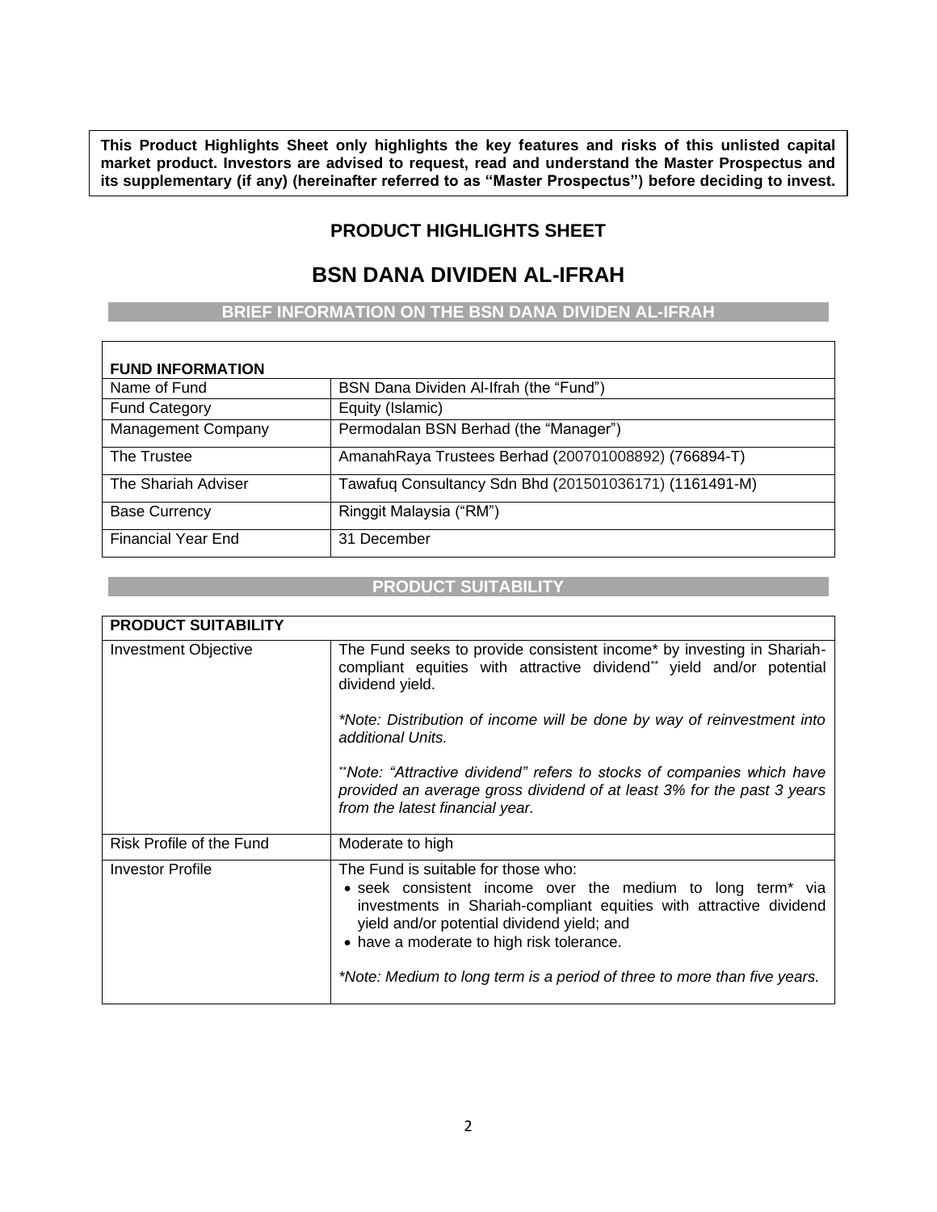**This Product Highlights Sheet only highlights the key features and risks of this unlisted capital market product. Investors are advised to request, read and understand the Master Prospectus and its supplementary (if any) (hereinafter referred to as "Master Prospectus") before deciding to invest.**

## PRODUCT HIGHLIGHTS SHEET

# BSN DANA DIVIDEN AL-IFRAH

### BRIEF INFORMATION ON THE BSN DANA DIVIDEN AL-IFRAH

| **FUND INFORMATION** | |
|---|---|
| Name of Fund | BSN Dana Dividen Al-Ifrah (the "Fund") |
| Fund Category | Equity (Islamic) |
| Management Company | Permodalan BSN Berhad (the "Manager") |
| The Trustee | AmanahRaya Trustees Berhad (200701008892) (766894-T) |
| The Shariah Adviser | Tawafuq Consultancy Sdn Bhd (201501036171) (1161491-M) |
| Base Currency | Ringgit Malaysia ("RM") |
| Financial Year End | 31 December |

### PRODUCT SUITABILITY

| **PRODUCT SUITABILITY** | |
|---|---|
| Investment Objective | The Fund seeks to provide consistent income* by investing in Shariah-compliant equities with attractive dividend** yield and/or potential dividend yield.<br><br>*\*Note: Distribution of income will be done by way of reinvestment into additional Units.*<br><br>*\*\*Note: "Attractive dividend" refers to stocks of companies which have provided an average gross dividend of at least 3% for the past 3 years from the latest financial year.* |
| Risk Profile of the Fund | Moderate to high |
| Investor Profile | The Fund is suitable for those who:<br>• seek consistent income over the medium to long term* via investments in Shariah-compliant equities with attractive dividend yield and/or potential dividend yield; and<br>• have a moderate to high risk tolerance.<br><br>*\*Note: Medium to long term is a period of three to more than five years.* |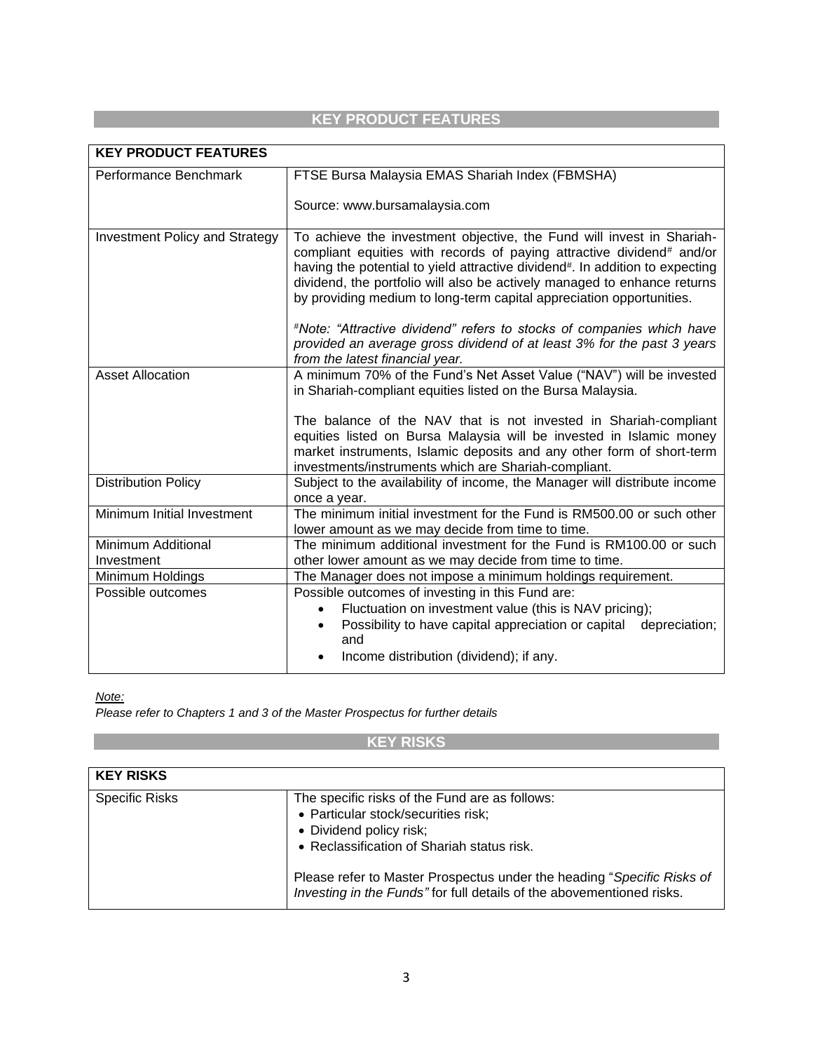## KEY PRODUCT FEATURES

| KEY PRODUCT FEATURES | |
|---|---|
| Performance Benchmark | FTSE Bursa Malaysia EMAS Shariah Index (FBMSHA)<br><br>Source: www.bursamalaysia.com |
| Investment Policy and Strategy | To achieve the investment objective, the Fund will invest in Shariah-compliant equities with records of paying attractive dividend# and/or having the potential to yield attractive dividend#. In addition to expecting dividend, the portfolio will also be actively managed to enhance returns by providing medium to long-term capital appreciation opportunities.<br><br>*#Note: "Attractive dividend" refers to stocks of companies which have provided an average gross dividend of at least 3% for the past 3 years from the latest financial year.* |
| Asset Allocation | A minimum 70% of the Fund's Net Asset Value ("NAV") will be invested in Shariah-compliant equities listed on the Bursa Malaysia.<br><br>The balance of the NAV that is not invested in Shariah-compliant equities listed on Bursa Malaysia will be invested in Islamic money market instruments, Islamic deposits and any other form of short-term investments/instruments which are Shariah-compliant. |
| Distribution Policy | Subject to the availability of income, the Manager will distribute income once a year. |
| Minimum Initial Investment | The minimum initial investment for the Fund is RM500.00 or such other lower amount as we may decide from time to time. |
| Minimum Additional Investment | The minimum additional investment for the Fund is RM100.00 or such other lower amount as we may decide from time to time. |
| Minimum Holdings | The Manager does not impose a minimum holdings requirement. |
| Possible outcomes | Possible outcomes of investing in this Fund are:<br>• Fluctuation on investment value (this is NAV pricing);<br>• Possibility to have capital appreciation or capital depreciation; and<br>• Income distribution (dividend); if any. |

*Note:*
*Please refer to Chapters 1 and 3 of the Master Prospectus for further details*

## KEY RISKS

| KEY RISKS | |
|---|---|
| Specific Risks | The specific risks of the Fund are as follows:<br>• Particular stock/securities risk;<br>• Dividend policy risk;<br>• Reclassification of Shariah status risk.<br><br>Please refer to Master Prospectus under the heading "*Specific Risks of Investing in the Funds*" for full details of the abovementioned risks. |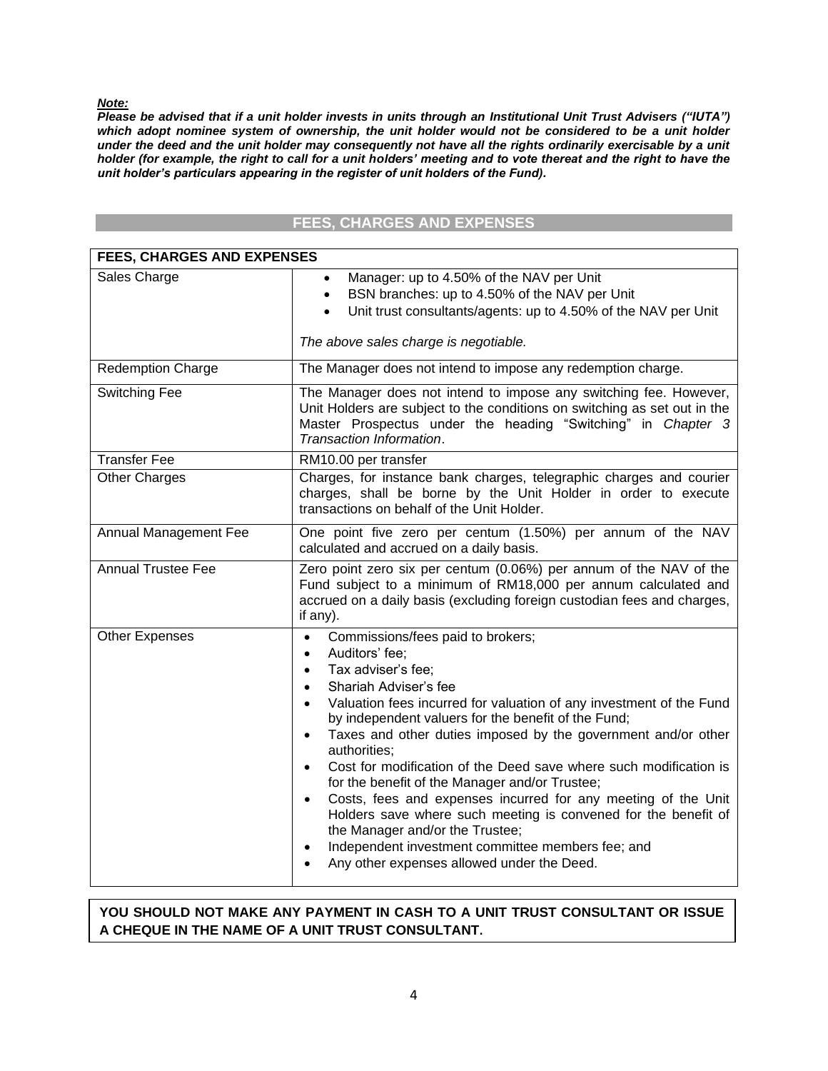***Note:***

***Please be advised that if a unit holder invests in units through an Institutional Unit Trust Advisers ("IUTA") which adopt nominee system of ownership, the unit holder would not be considered to be a unit holder under the deed and the unit holder may consequently not have all the rights ordinarily exercisable by a unit holder (for example, the right to call for a unit holders' meeting and to vote thereat and the right to have the unit holder's particulars appearing in the register of unit holders of the Fund).***

## FEES, CHARGES AND EXPENSES

| FEES, CHARGES AND EXPENSES | |
|---|---|
| Sales Charge | • Manager: up to 4.50% of the NAV per Unit<br>• BSN branches: up to 4.50% of the NAV per Unit<br>• Unit trust consultants/agents: up to 4.50% of the NAV per Unit<br><br>*The above sales charge is negotiable.* |
| Redemption Charge | The Manager does not intend to impose any redemption charge. |
| Switching Fee | The Manager does not intend to impose any switching fee. However, Unit Holders are subject to the conditions on switching as set out in the Master Prospectus under the heading "Switching" in *Chapter 3 Transaction Information*. |
| Transfer Fee | RM10.00 per transfer |
| Other Charges | Charges, for instance bank charges, telegraphic charges and courier charges, shall be borne by the Unit Holder in order to execute transactions on behalf of the Unit Holder. |
| Annual Management Fee | One point five zero per centum (1.50%) per annum of the NAV calculated and accrued on a daily basis. |
| Annual Trustee Fee | Zero point zero six per centum (0.06%) per annum of the NAV of the Fund subject to a minimum of RM18,000 per annum calculated and accrued on a daily basis (excluding foreign custodian fees and charges, if any). |
| Other Expenses | • Commissions/fees paid to brokers;<br>• Auditors' fee;<br>• Tax adviser's fee;<br>• Shariah Adviser's fee<br>• Valuation fees incurred for valuation of any investment of the Fund by independent valuers for the benefit of the Fund;<br>• Taxes and other duties imposed by the government and/or other authorities;<br>• Cost for modification of the Deed save where such modification is for the benefit of the Manager and/or Trustee;<br>• Costs, fees and expenses incurred for any meeting of the Unit Holders save where such meeting is convened for the benefit of the Manager and/or the Trustee;<br>• Independent investment committee members fee; and<br>• Any other expenses allowed under the Deed. |

**YOU SHOULD NOT MAKE ANY PAYMENT IN CASH TO A UNIT TRUST CONSULTANT OR ISSUE A CHEQUE IN THE NAME OF A UNIT TRUST CONSULTANT.**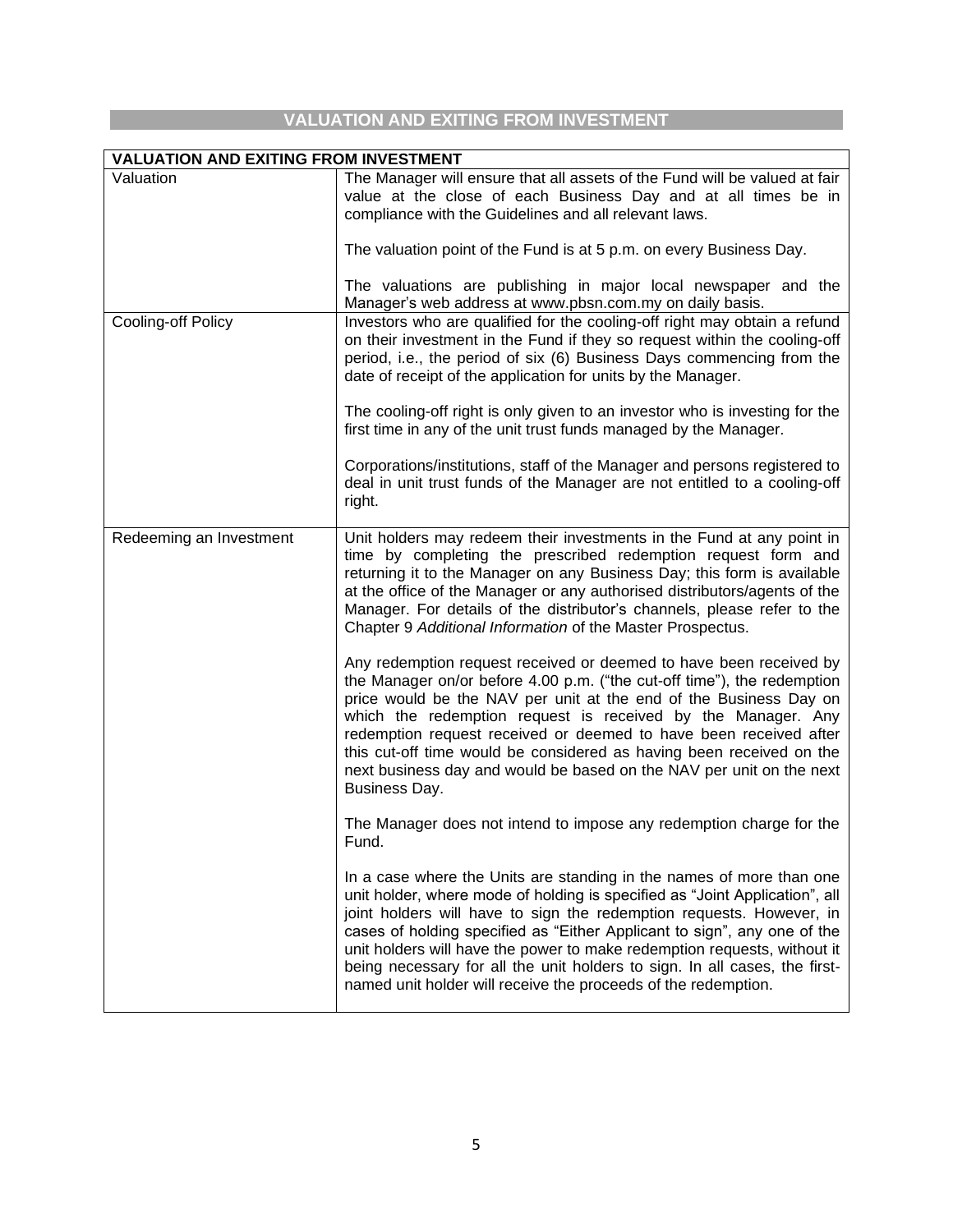## VALUATION AND EXITING FROM INVESTMENT

| VALUATION AND EXITING FROM INVESTMENT | |
|---|---|
| Valuation | The Manager will ensure that all assets of the Fund will be valued at fair value at the close of each Business Day and at all times be in compliance with the Guidelines and all relevant laws.<br><br>The valuation point of the Fund is at 5 p.m. on every Business Day.<br><br>The valuations are publishing in major local newspaper and the Manager's web address at www.pbsn.com.my on daily basis. |
| Cooling-off Policy | Investors who are qualified for the cooling-off right may obtain a refund on their investment in the Fund if they so request within the cooling-off period, i.e., the period of six (6) Business Days commencing from the date of receipt of the application for units by the Manager.<br><br>The cooling-off right is only given to an investor who is investing for the first time in any of the unit trust funds managed by the Manager.<br><br>Corporations/institutions, staff of the Manager and persons registered to deal in unit trust funds of the Manager are not entitled to a cooling-off right. |
| Redeeming an Investment | Unit holders may redeem their investments in the Fund at any point in time by completing the prescribed redemption request form and returning it to the Manager on any Business Day; this form is available at the office of the Manager or any authorised distributors/agents of the Manager. For details of the distributor's channels, please refer to the Chapter 9 *Additional Information* of the Master Prospectus.<br><br>Any redemption request received or deemed to have been received by the Manager on/or before 4.00 p.m. ("the cut-off time"), the redemption price would be the NAV per unit at the end of the Business Day on which the redemption request is received by the Manager. Any redemption request received or deemed to have been received after this cut-off time would be considered as having been received on the next business day and would be based on the NAV per unit on the next Business Day.<br><br>The Manager does not intend to impose any redemption charge for the Fund.<br><br>In a case where the Units are standing in the names of more than one unit holder, where mode of holding is specified as "Joint Application", all joint holders will have to sign the redemption requests. However, in cases of holding specified as "Either Applicant to sign", any one of the unit holders will have the power to make redemption requests, without it being necessary for all the unit holders to sign. In all cases, the first-named unit holder will receive the proceeds of the redemption. |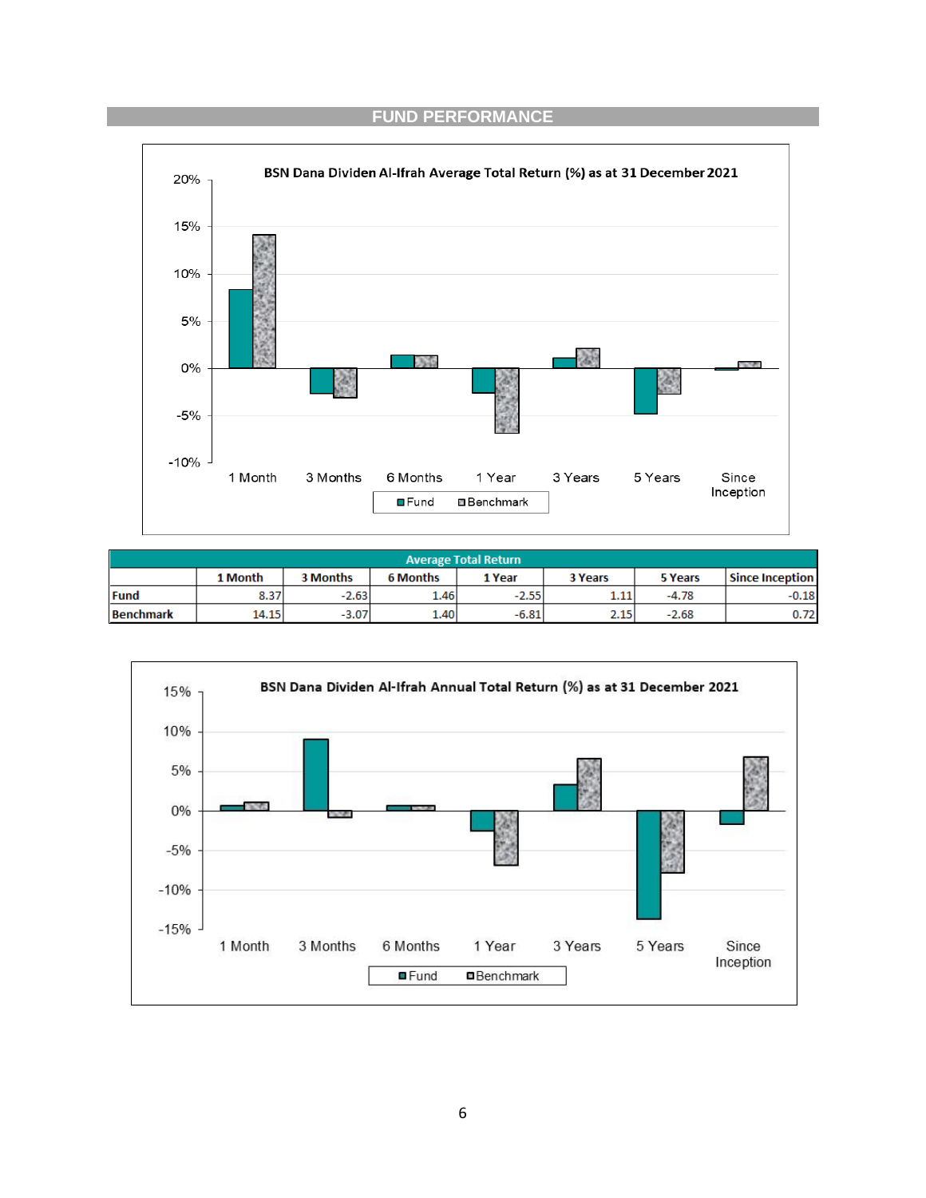## FUND PERFORMANCE

**BSN Dana Dividen Al-Ifrah Average Total Return (%) as at 31 December 2021**

| Average Total Return | | | | | | | |
|---|---|---|---|---|---|---|---|
| | 1 Month | 3 Months | 6 Months | 1 Year | 3 Years | 5 Years | Since Inception |
| Fund | 8.37 | -2.63 | 1.46 | -2.55 | 1.11 | -4.78 | -0.18 |
| Benchmark | 14.15 | -3.07 | 1.40 | -6.81 | 2.15 | -2.68 | 0.72 |

**BSN Dana Dividen Al-Ifrah Annual Total Return (%) as at 31 December 2021**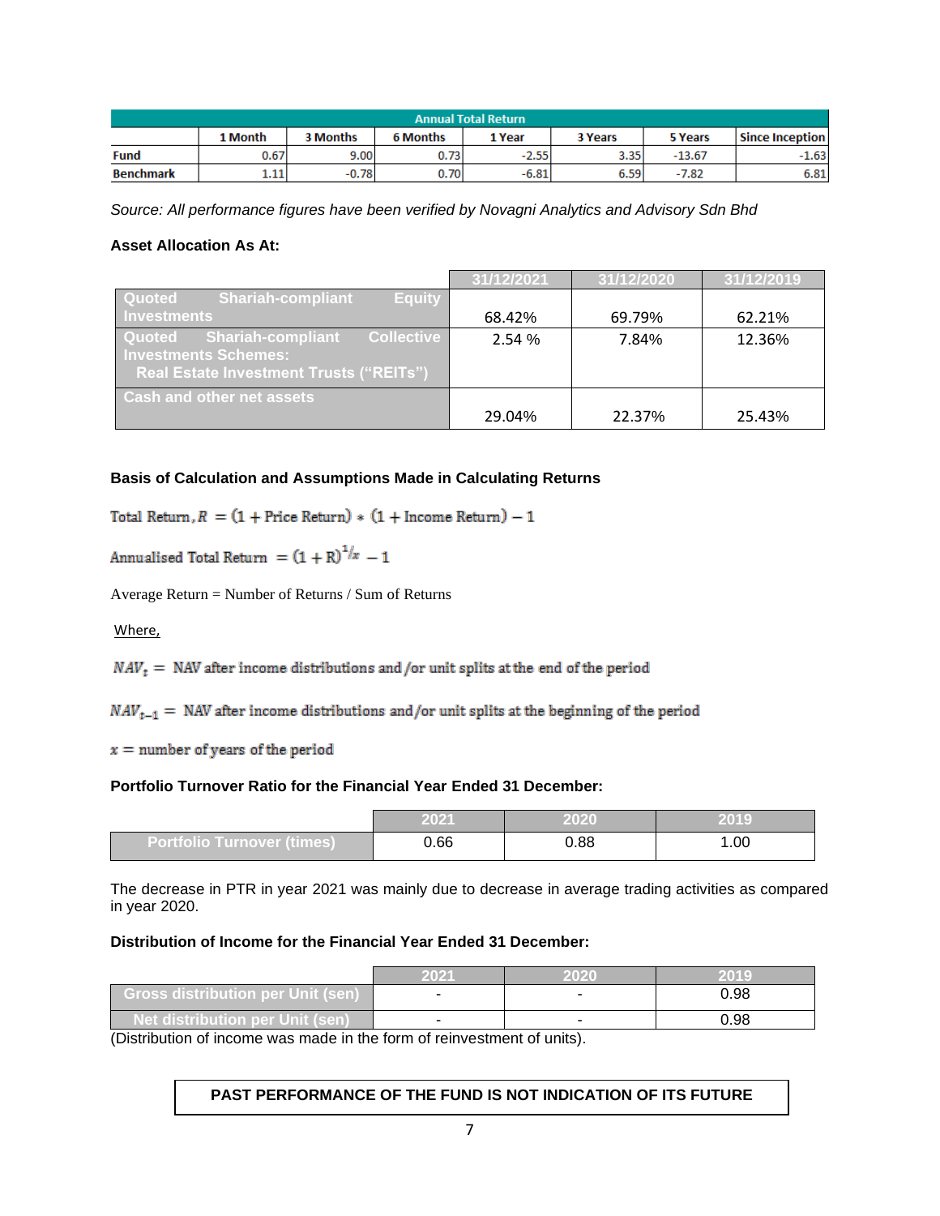| Annual Total Return | | | | | | | |
|---|---|---|---|---|---|---|---|
| | 1 Month | 3 Months | 6 Months | 1 Year | 3 Years | 5 Years | Since Inception |
| Fund | 0.67 | 9.00 | 0.73 | -2.55 | 3.35 | -13.67 | -1.63 |
| Benchmark | 1.11 | -0.78 | 0.70 | -6.81 | 6.59 | -7.82 | 6.81 |

*Source: All performance figures have been verified by Novagni Analytics and Advisory Sdn Bhd*

**Asset Allocation As At:**

| | 31/12/2021 | 31/12/2020 | 31/12/2019 |
|---|---|---|---|
| Quoted Shariah-compliant Equity Investments | 68.42% | 69.79% | 62.21% |
| Quoted Shariah-compliant Collective Investments Schemes: Real Estate Investment Trusts (“REITs”) | 2.54 % | 7.84% | 12.36% |
| Cash and other net assets | 29.04% | 22.37% | 25.43% |

**Basis of Calculation and Assumptions Made in Calculating Returns**

$$\text{Total Return}, R = (1 + \text{Price Return}) * (1 + \text{Income Return}) - 1$$

$$\text{Annualised Total Return} = (1 + R)^{1/x} - 1$$

Average Return = Number of Returns / Sum of Returns

Where,

$NAV_t$ = NAV after income distributions and /or unit splits at the end of the period

$NAV_{t-1}$ = NAV after income distributions and/or unit splits at the beginning of the period

$x$ = number of years of the period

**Portfolio Turnover Ratio for the Financial Year Ended 31 December:**

| | 2021 | 2020 | 2019 |
|---|---|---|---|
| Portfolio Turnover (times) | 0.66 | 0.88 | 1.00 |

The decrease in PTR in year 2021 was mainly due to decrease in average trading activities as compared in year 2020.

**Distribution of Income for the Financial Year Ended 31 December:**

| | 2021 | 2020 | 2019 |
|---|---|---|---|
| Gross distribution per Unit (sen) | - | - | 0.98 |
| Net distribution per Unit (sen) | - | - | 0.98 |

(Distribution of income was made in the form of reinvestment of units).

**PAST PERFORMANCE OF THE FUND IS NOT INDICATION OF ITS FUTURE**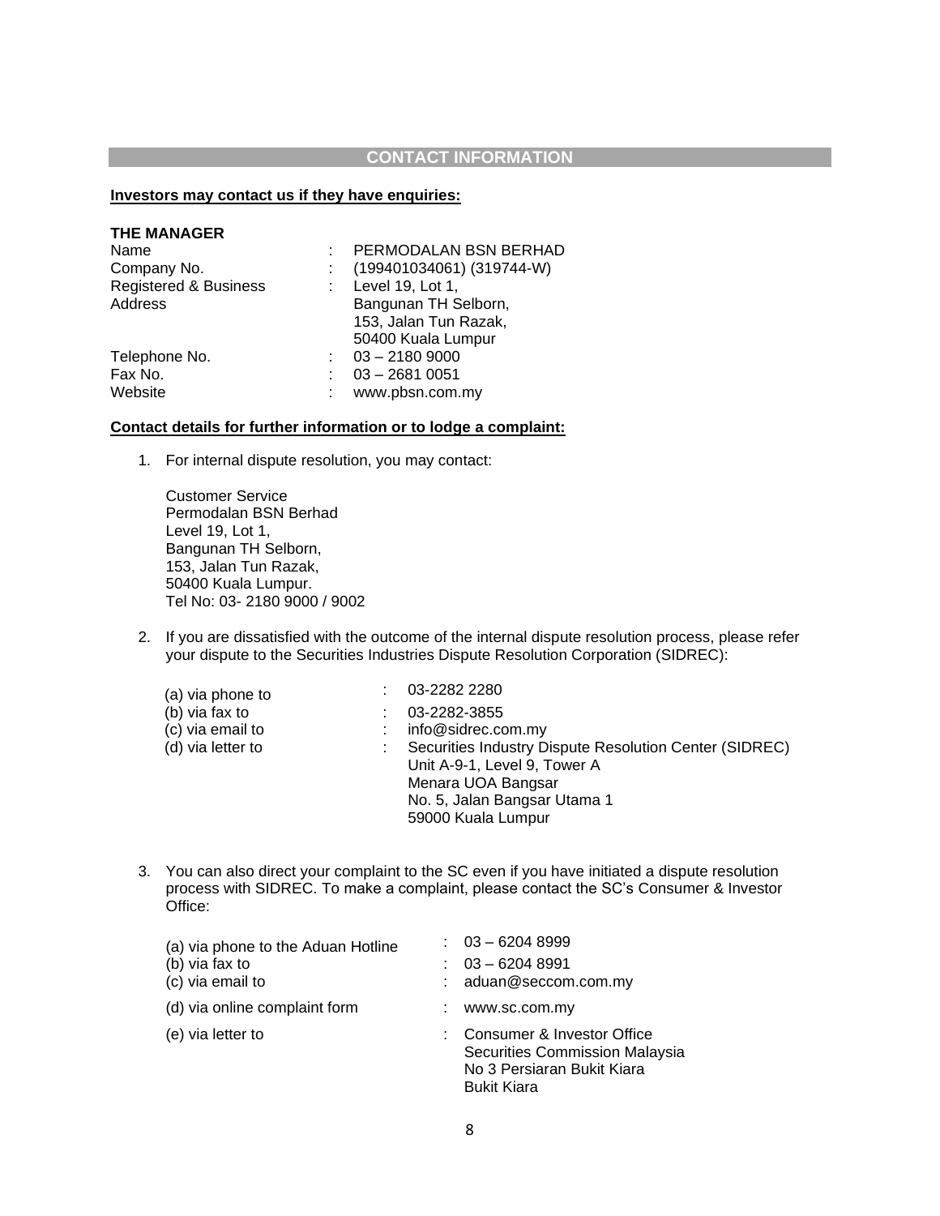## CONTACT INFORMATION

**Investors may contact us if they have enquiries:**

**THE MANAGER**

| | | |
|---|---|---|
| Name | : | PERMODALAN BSN BERHAD |
| Company No. | : | (199401034061) (319744-W) |
| Registered & Business Address | : | Level 19, Lot 1, Bangunan TH Selborn, 153, Jalan Tun Razak, 50400 Kuala Lumpur |
| Telephone No. | : | 03 – 2180 9000 |
| Fax No. | : | 03 – 2681 0051 |
| Website | : | www.pbsn.com.my |

**Contact details for further information or to lodge a complaint:**

1. For internal dispute resolution, you may contact:

   Customer Service
   Permodalan BSN Berhad
   Level 19, Lot 1,
   Bangunan TH Selborn,
   153, Jalan Tun Razak,
   50400 Kuala Lumpur.
   Tel No: 03- 2180 9000 / 9002

2. If you are dissatisfied with the outcome of the internal dispute resolution process, please refer your dispute to the Securities Industries Dispute Resolution Corporation (SIDREC):

   | | | |
   |---|---|---|
   | (a) via phone to | : | 03-2282 2280 |
   | (b) via fax to | : | 03-2282-3855 |
   | (c) via email to | : | info@sidrec.com.my |
   | (d) via letter to | : | Securities Industry Dispute Resolution Center (SIDREC) Unit A-9-1, Level 9, Tower A Menara UOA Bangsar No. 5, Jalan Bangsar Utama 1 59000 Kuala Lumpur |

3. You can also direct your complaint to the SC even if you have initiated a dispute resolution process with SIDREC. To make a complaint, please contact the SC's Consumer & Investor Office:

   | | | |
   |---|---|---|
   | (a) via phone to the Aduan Hotline | : | 03 – 6204 8999 |
   | (b) via fax to | : | 03 – 6204 8991 |
   | (c) via email to | : | aduan@seccom.com.my |
   | (d) via online complaint form | : | www.sc.com.my |
   | (e) via letter to | : | Consumer & Investor Office Securities Commission Malaysia No 3 Persiaran Bukit Kiara Bukit Kiara |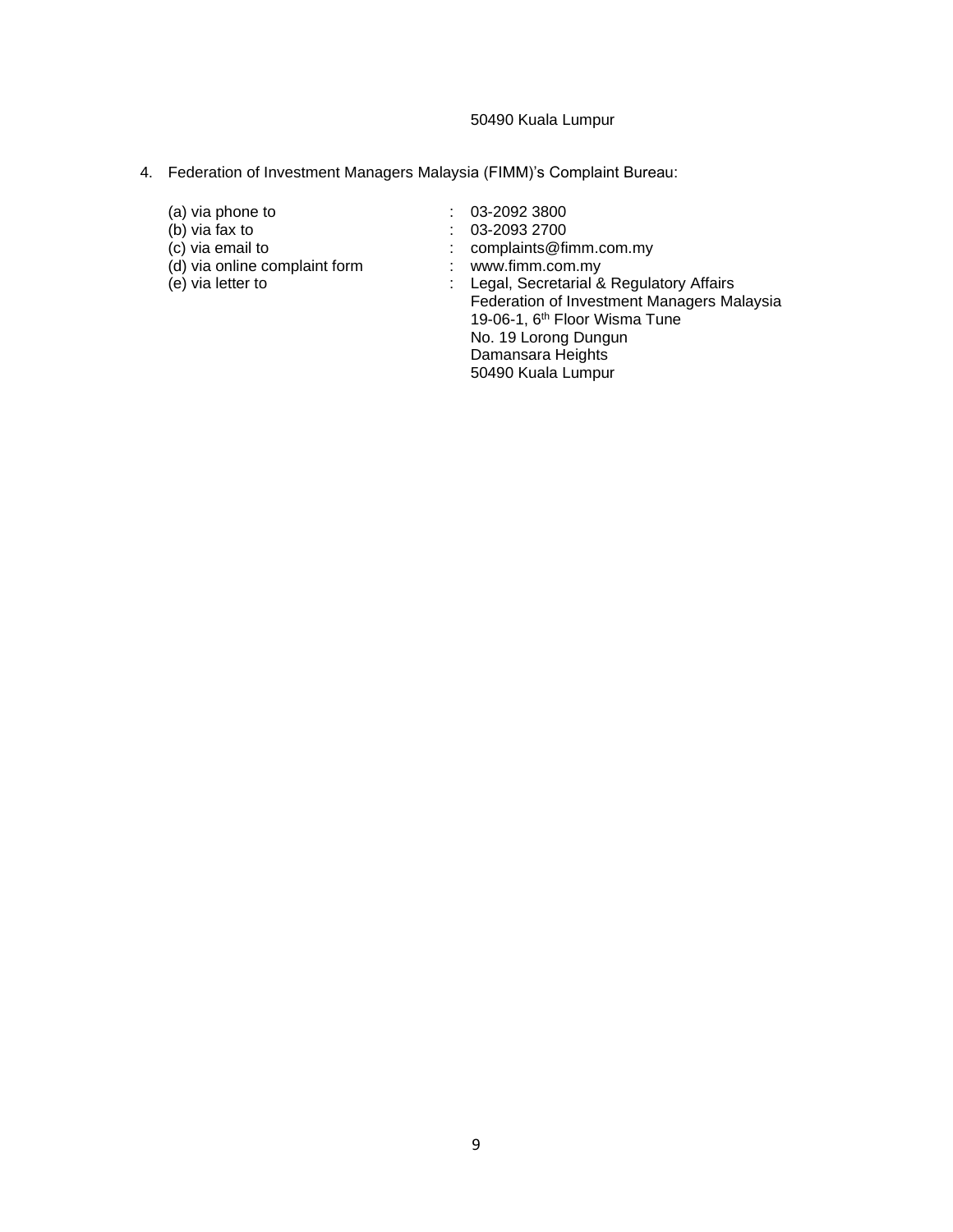50490 Kuala Lumpur

4. Federation of Investment Managers Malaysia (FIMM)'s Complaint Bureau:

| | | |
|---|---|---|
| (a) via phone to | : | 03-2092 3800 |
| (b) via fax to | : | 03-2093 2700 |
| (c) via email to | : | complaints@fimm.com.my |
| (d) via online complaint form | : | www.fimm.com.my |
| (e) via letter to | : | Legal, Secretarial & Regulatory Affairs<br>Federation of Investment Managers Malaysia<br>19-06-1, 6th Floor Wisma Tune<br>No. 19 Lorong Dungun<br>Damansara Heights<br>50490 Kuala Lumpur |